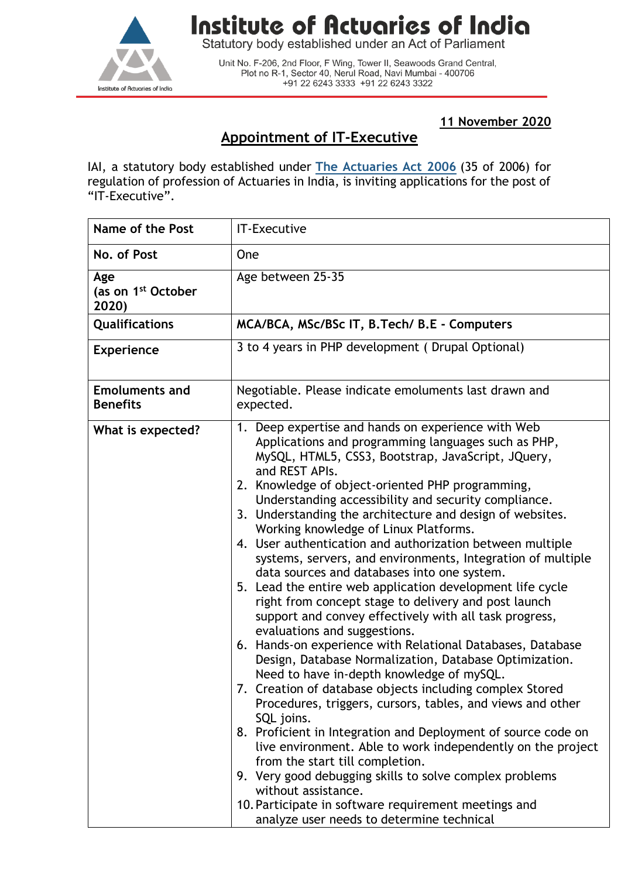# Institute of Actuaries of India

Statutory body established under an Act of Parliament

Unit No. F-206, 2nd Floor, F Wing, Tower II, Seawoods Grand Central,
Plot no R-1, Sector 40, Nerul Road, Navi Mumbai - 400706
+91 22 6243 3333 +91 22 6243 3322

**11 November 2020**

## Appointment of IT-Executive

IAI, a statutory body established under The Actuaries Act 2006 (35 of 2006) for regulation of profession of Actuaries in India, is inviting applications for the post of "IT-Executive".

| | |
|---|---|
| **Name of the Post** | IT-Executive |
| **No. of Post** | One |
| **Age (as on 1st October 2020)** | Age between 25-35 |
| **Qualifications** | **MCA/BCA, MSc/BSc IT, B.Tech/ B.E - Computers** |
| **Experience** | 3 to 4 years in PHP development ( Drupal Optional) |
| **Emoluments and Benefits** | Negotiable. Please indicate emoluments last drawn and expected. |
| **What is expected?** | 1. Deep expertise and hands on experience with Web Applications and programming languages such as PHP, MySQL, HTML5, CSS3, Bootstrap, JavaScript, JQuery, and REST APIs.<br>2. Knowledge of object-oriented PHP programming, Understanding accessibility and security compliance.<br>3. Understanding the architecture and design of websites. Working knowledge of Linux Platforms.<br>4. User authentication and authorization between multiple systems, servers, and environments, Integration of multiple data sources and databases into one system.<br>5. Lead the entire web application development life cycle right from concept stage to delivery and post launch support and convey effectively with all task progress, evaluations and suggestions.<br>6. Hands-on experience with Relational Databases, Database Design, Database Normalization, Database Optimization. Need to have in-depth knowledge of mySQL.<br>7. Creation of database objects including complex Stored Procedures, triggers, cursors, tables, and views and other SQL joins.<br>8. Proficient in Integration and Deployment of source code on live environment. Able to work independently on the project from the start till completion.<br>9. Very good debugging skills to solve complex problems without assistance.<br>10. Participate in software requirement meetings and analyze user needs to determine technical |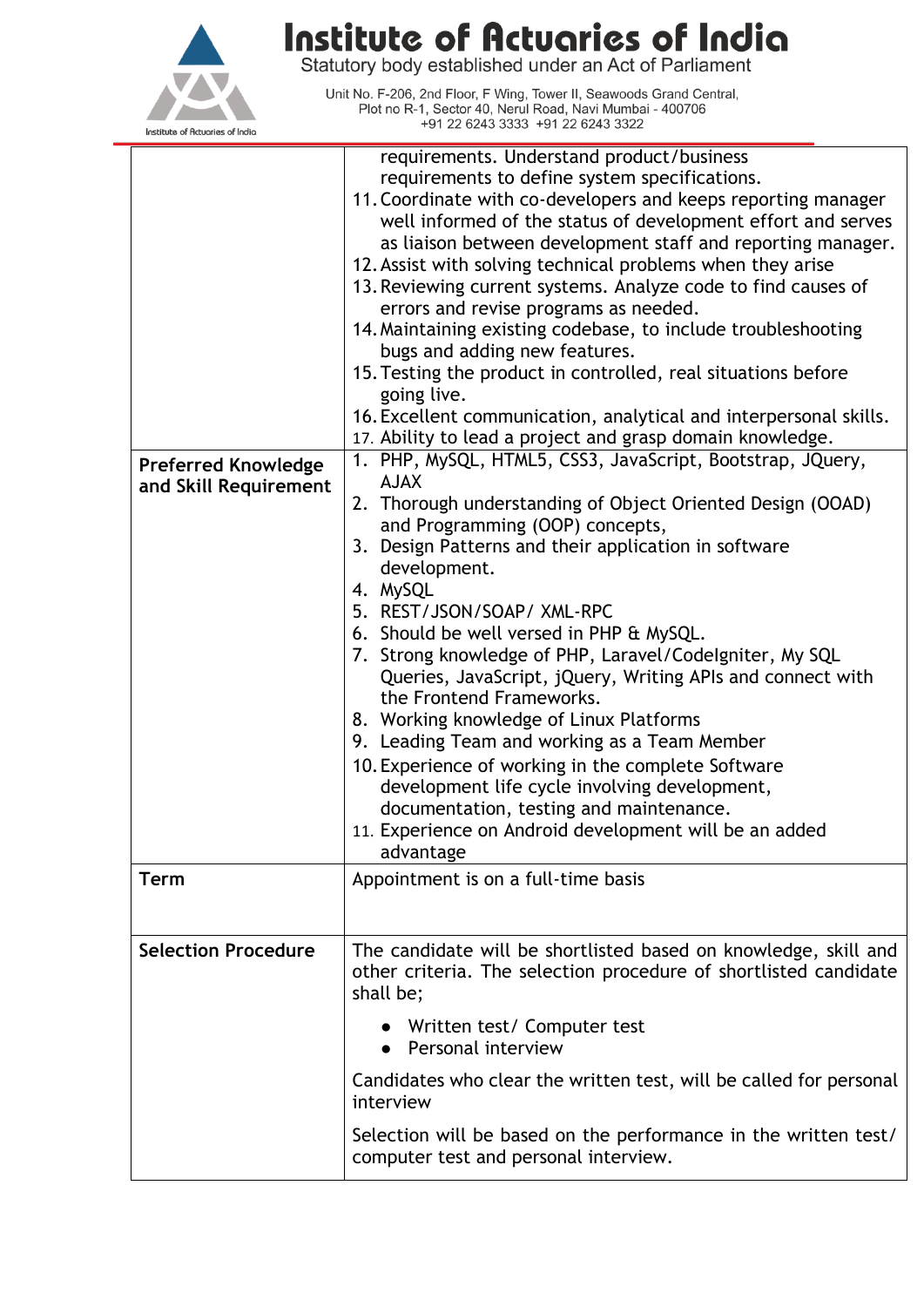| | |
|---|---|
| | requirements. Understand product/business requirements to define system specifications.<br>11. Coordinate with co-developers and keeps reporting manager well informed of the status of development effort and serves as liaison between development staff and reporting manager.<br>12. Assist with solving technical problems when they arise<br>13. Reviewing current systems. Analyze code to find causes of errors and revise programs as needed.<br>14. Maintaining existing codebase, to include troubleshooting bugs and adding new features.<br>15. Testing the product in controlled, real situations before going live.<br>16. Excellent communication, analytical and interpersonal skills.<br>17. Ability to lead a project and grasp domain knowledge. |
| **Preferred Knowledge and Skill Requirement** | 1. PHP, MySQL, HTML5, CSS3, JavaScript, Bootstrap, JQuery, AJAX<br>2. Thorough understanding of Object Oriented Design (OOAD) and Programming (OOP) concepts,<br>3. Design Patterns and their application in software development.<br>4. MySQL<br>5. REST/JSON/SOAP/ XML-RPC<br>6. Should be well versed in PHP & MySQL.<br>7. Strong knowledge of PHP, Laravel/CodeIgniter, My SQL Queries, JavaScript, jQuery, Writing APIs and connect with the Frontend Frameworks.<br>8. Working knowledge of Linux Platforms<br>9. Leading Team and working as a Team Member<br>10. Experience of working in the complete Software development life cycle involving development, documentation, testing and maintenance.<br>11. Experience on Android development will be an added advantage |
| **Term** | Appointment is on a full-time basis |
| **Selection Procedure** | The candidate will be shortlisted based on knowledge, skill and other criteria. The selection procedure of shortlisted candidate shall be;<br>• Written test/ Computer test<br>• Personal interview<br>Candidates who clear the written test, will be called for personal interview<br>Selection will be based on the performance in the written test/ computer test and personal interview. |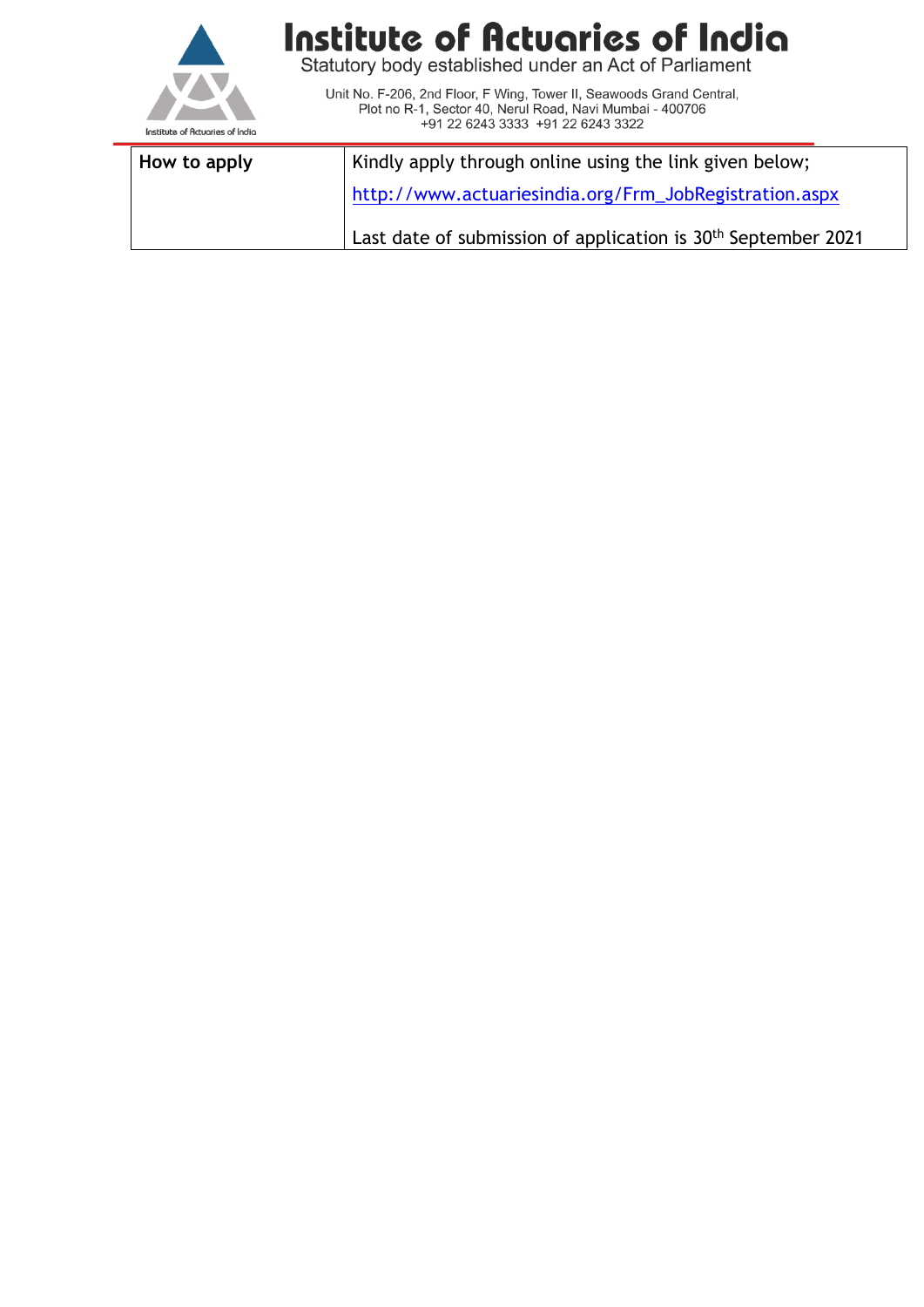| | |
|---|---|
| **How to apply** | Kindly apply through online using the link given below; http://www.actuariesindia.org/Frm_JobRegistration.aspx Last date of submission of application is 30th September 2021 |